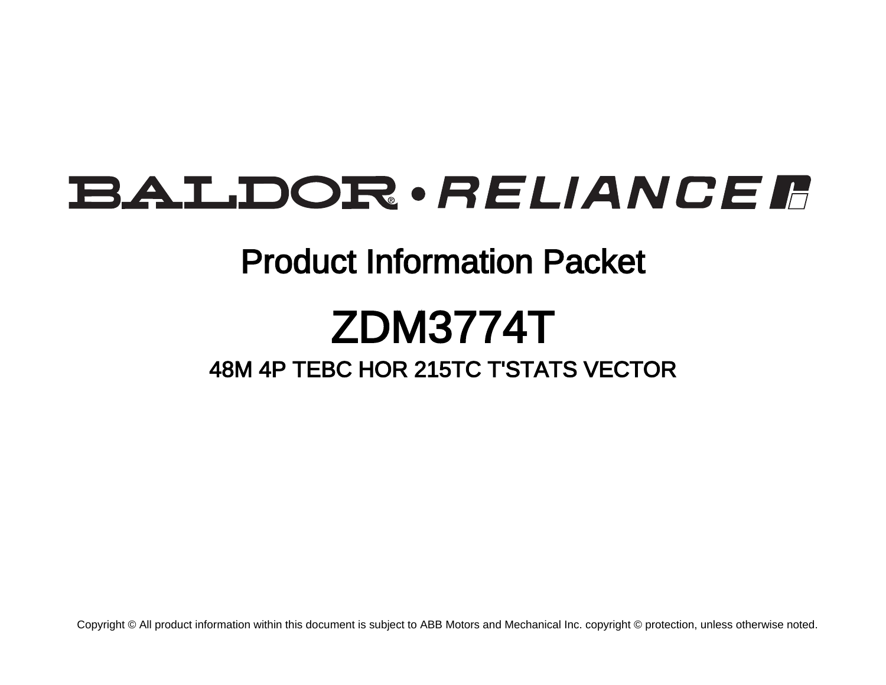# BALDOR • RELIANCE

## Product Information Packet

# ZDM3774T

### 48M 4P TEBC HOR 215TC T'STATS VECTOR

Copyright © All product information within this document is subject to ABB Motors and Mechanical Inc. copyright © protection, unless otherwise noted.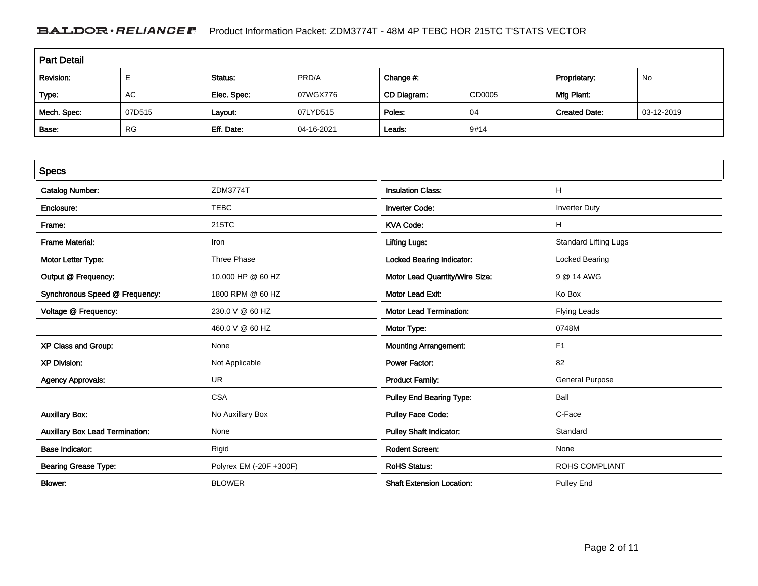## Part Detail

| Revision: | E | Status: | PRD/A | Change #: | | Proprietary: | No |
|---|---|---|---|---|---|---|---|
| Type: | AC | Elec. Spec: | 07WGX776 | CD Diagram: | CD0005 | Mfg Plant: | |
| Mech. Spec: | 07D515 | Layout: | 07LYD515 | Poles: | 04 | Created Date: | 03-12-2019 |
| Base: | RG | Eff. Date: | 04-16-2021 | Leads: | 9#14 | | |

## Specs

| Catalog Number: | ZDM3774T | Insulation Class: | H |
|---|---|---|---|
| Enclosure: | TEBC | Inverter Code: | Inverter Duty |
| Frame: | 215TC | KVA Code: | H |
| Frame Material: | Iron | Lifting Lugs: | Standard Lifting Lugs |
| Motor Letter Type: | Three Phase | Locked Bearing Indicator: | Locked Bearing |
| Output @ Frequency: | 10.000 HP @ 60 HZ | Motor Lead Quantity/Wire Size: | 9 @ 14 AWG |
| Synchronous Speed @ Frequency: | 1800 RPM @ 60 HZ | Motor Lead Exit: | Ko Box |
| Voltage @ Frequency: | 230.0 V @ 60 HZ | Motor Lead Termination: | Flying Leads |
| | 460.0 V @ 60 HZ | Motor Type: | 0748M |
| XP Class and Group: | None | Mounting Arrangement: | F1 |
| XP Division: | Not Applicable | Power Factor: | 82 |
| Agency Approvals: | UR | Product Family: | General Purpose |
| | CSA | Pulley End Bearing Type: | Ball |
| Auxillary Box: | No Auxillary Box | Pulley Face Code: | C-Face |
| Auxillary Box Lead Termination: | None | Pulley Shaft Indicator: | Standard |
| Base Indicator: | Rigid | Rodent Screen: | None |
| Bearing Grease Type: | Polyrex EM (-20F +300F) | RoHS Status: | ROHS COMPLIANT |
| Blower: | BLOWER | Shaft Extension Location: | Pulley End |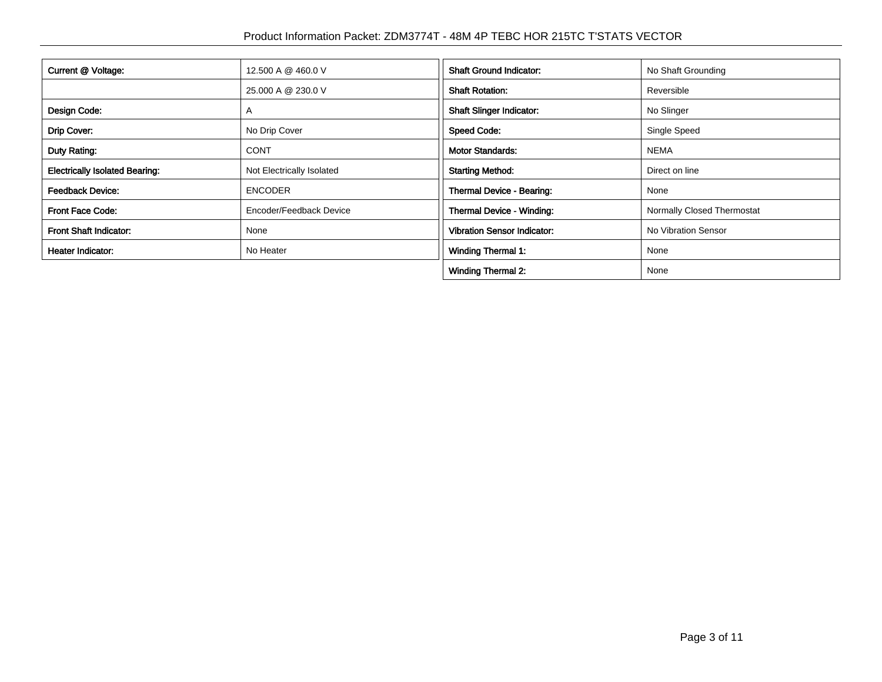| | |
|---|---|
| **Current @ Voltage:** | 12.500 A @ 460.0 V |
| | 25.000 A @ 230.0 V |
| **Design Code:** | A |
| **Drip Cover:** | No Drip Cover |
| **Duty Rating:** | CONT |
| **Electrically Isolated Bearing:** | Not Electrically Isolated |
| **Feedback Device:** | ENCODER |
| **Front Face Code:** | Encoder/Feedback Device |
| **Front Shaft Indicator:** | None |
| **Heater Indicator:** | No Heater |

| | |
|---|---|
| **Shaft Ground Indicator:** | No Shaft Grounding |
| **Shaft Rotation:** | Reversible |
| **Shaft Slinger Indicator:** | No Slinger |
| **Speed Code:** | Single Speed |
| **Motor Standards:** | NEMA |
| **Starting Method:** | Direct on line |
| **Thermal Device - Bearing:** | None |
| **Thermal Device - Winding:** | Normally Closed Thermostat |
| **Vibration Sensor Indicator:** | No Vibration Sensor |
| **Winding Thermal 1:** | None |
| **Winding Thermal 2:** | None |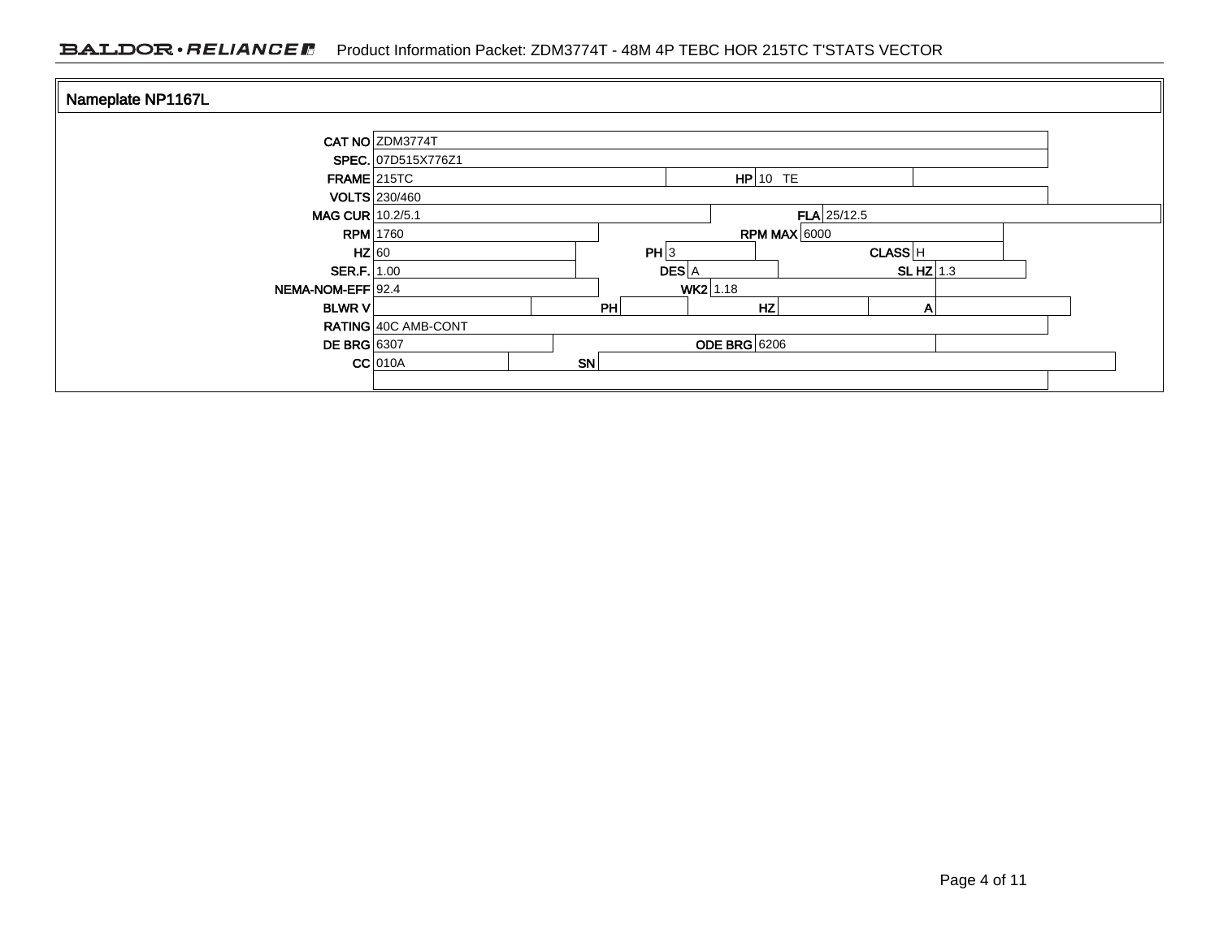## Nameplate NP1167L

| | | | | | | | |
|---|---|---|---|---|---|---|---|
| CAT NO | ZDM3774T | | | | | | |
| SPEC. | 07D515X776Z1 | | | | | | |
| FRAME | 215TC | HP | 10 TE | | | | |
| VOLTS | 230/460 | | | | | | |
| MAG CUR | 10.2/5.1 | FLA | 25/12.5 | | | | |
| RPM | 1760 | RPM MAX | 6000 | | | | |
| HZ | 60 | PH | 3 | CLASS | H | | |
| SER.F. | 1.00 | DES | A | SL HZ | 1.3 | | |
| NEMA-NOM-EFF | 92.4 | WK2 | 1.18 | | | | |
| BLWR V | | PH | | HZ | | A | |
| RATING | 40C AMB-CONT | | | | | | |
| DE BRG | 6307 | ODE BRG | 6206 | | | | |
| CC | 010A | SN | | | | | |
| | | | | | | | |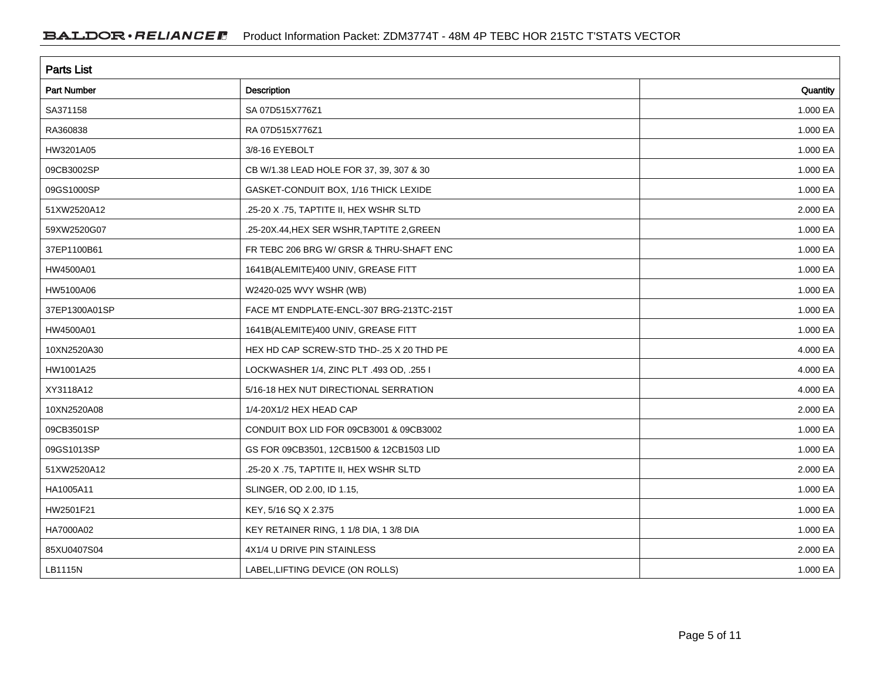## Parts List

| Part Number | Description | Quantity |
|---|---|---|
| SA371158 | SA 07D515X776Z1 | 1.000 EA |
| RA360838 | RA 07D515X776Z1 | 1.000 EA |
| HW3201A05 | 3/8-16 EYEBOLT | 1.000 EA |
| 09CB3002SP | CB W/1.38 LEAD HOLE FOR 37, 39, 307 & 30 | 1.000 EA |
| 09GS1000SP | GASKET-CONDUIT BOX, 1/16 THICK LEXIDE | 1.000 EA |
| 51XW2520A12 | .25-20 X .75, TAPTITE II, HEX WSHR SLTD | 2.000 EA |
| 59XW2520G07 | .25-20X.44,HEX SER WSHR,TAPTITE 2,GREEN | 1.000 EA |
| 37EP1100B61 | FR TEBC 206 BRG W/ GRSR & THRU-SHAFT ENC | 1.000 EA |
| HW4500A01 | 1641B(ALEMITE)400 UNIV, GREASE FITT | 1.000 EA |
| HW5100A06 | W2420-025 WVY WSHR (WB) | 1.000 EA |
| 37EP1300A01SP | FACE MT ENDPLATE-ENCL-307 BRG-213TC-215T | 1.000 EA |
| HW4500A01 | 1641B(ALEMITE)400 UNIV, GREASE FITT | 1.000 EA |
| 10XN2520A30 | HEX HD CAP SCREW-STD THD-.25 X 20 THD PE | 4.000 EA |
| HW1001A25 | LOCKWASHER 1/4, ZINC PLT .493 OD, .255 I | 4.000 EA |
| XY3118A12 | 5/16-18 HEX NUT DIRECTIONAL SERRATION | 4.000 EA |
| 10XN2520A08 | 1/4-20X1/2 HEX HEAD CAP | 2.000 EA |
| 09CB3501SP | CONDUIT BOX LID FOR 09CB3001 & 09CB3002 | 1.000 EA |
| 09GS1013SP | GS FOR 09CB3501, 12CB1500 & 12CB1503 LID | 1.000 EA |
| 51XW2520A12 | .25-20 X .75, TAPTITE II, HEX WSHR SLTD | 2.000 EA |
| HA1005A11 | SLINGER, OD 2.00, ID 1.15, | 1.000 EA |
| HW2501F21 | KEY, 5/16 SQ X 2.375 | 1.000 EA |
| HA7000A02 | KEY RETAINER RING, 1 1/8 DIA, 1 3/8 DIA | 1.000 EA |
| 85XU0407S04 | 4X1/4 U DRIVE PIN STAINLESS | 2.000 EA |
| LB1115N | LABEL,LIFTING DEVICE (ON ROLLS) | 1.000 EA |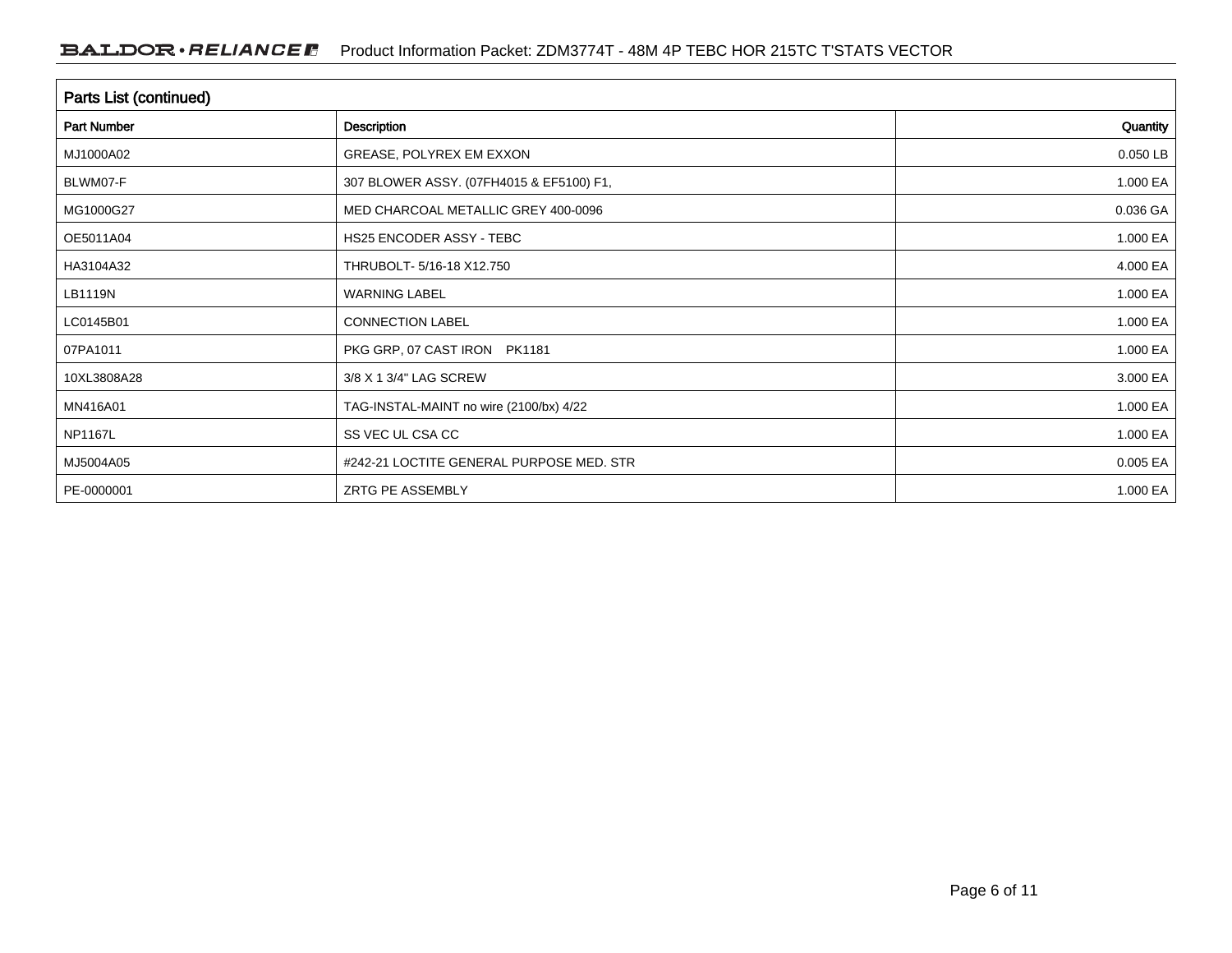## Parts List (continued)

| Part Number | Description | Quantity |
|---|---|---|
| MJ1000A02 | GREASE, POLYREX EM EXXON | 0.050 LB |
| BLWM07-F | 307 BLOWER ASSY. (07FH4015 & EF5100) F1, | 1.000 EA |
| MG1000G27 | MED CHARCOAL METALLIC GREY 400-0096 | 0.036 GA |
| OE5011A04 | HS25 ENCODER ASSY - TEBC | 1.000 EA |
| HA3104A32 | THRUBOLT- 5/16-18 X12.750 | 4.000 EA |
| LB1119N | WARNING LABEL | 1.000 EA |
| LC0145B01 | CONNECTION LABEL | 1.000 EA |
| 07PA1011 | PKG GRP, 07 CAST IRON PK1181 | 1.000 EA |
| 10XL3808A28 | 3/8 X 1 3/4" LAG SCREW | 3.000 EA |
| MN416A01 | TAG-INSTAL-MAINT no wire (2100/bx) 4/22 | 1.000 EA |
| NP1167L | SS VEC UL CSA CC | 1.000 EA |
| MJ5004A05 | #242-21 LOCTITE GENERAL PURPOSE MED. STR | 0.005 EA |
| PE-0000001 | ZRTG PE ASSEMBLY | 1.000 EA |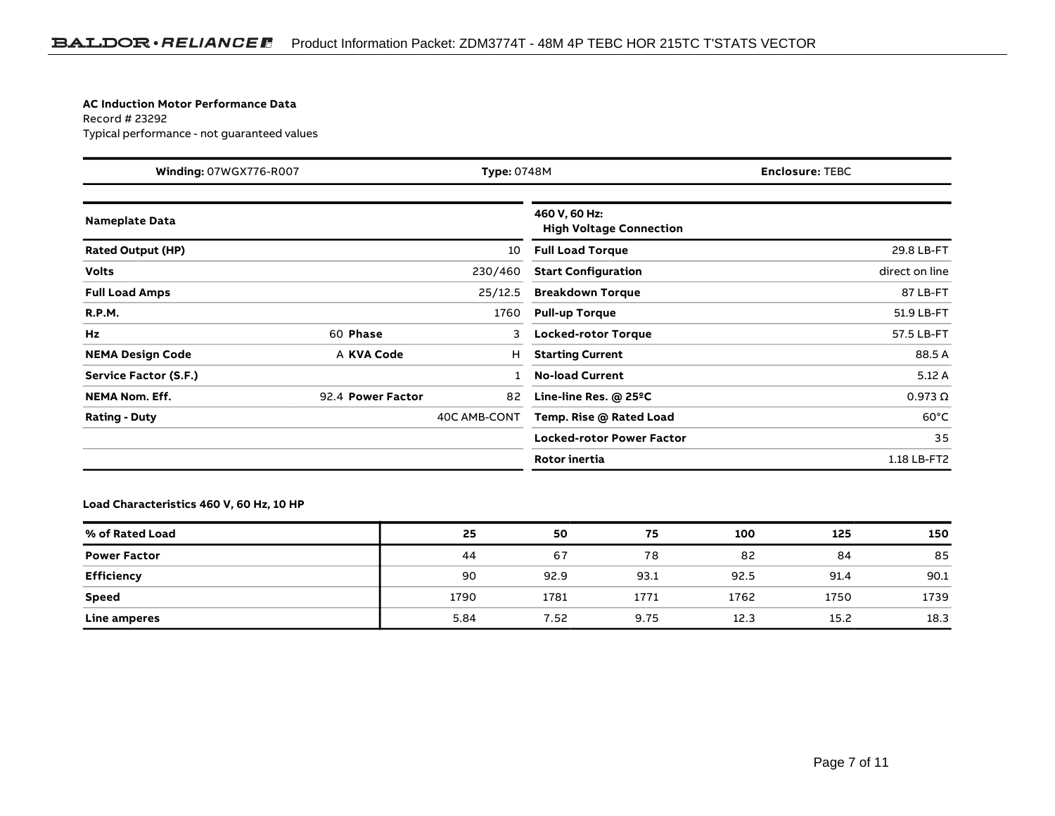**AC Induction Motor Performance Data**
Record # 23292
Typical performance - not guaranteed values

| **Winding:** 07WGX776-R007 | **Type:** 0748M | **Enclosure:** TEBC |
|---|---|---|

| **Nameplate Data** | | | | **460 V, 60 Hz: High Voltage Connection** | |
|---|---|---|---|---|---|
| **Rated Output (HP)** | | | 10 | **Full Load Torque** | 29.8 LB-FT |
| **Volts** | | | 230/460 | **Start Configuration** | direct on line |
| **Full Load Amps** | | | 25/12.5 | **Breakdown Torque** | 87 LB-FT |
| **R.P.M.** | | | 1760 | **Pull-up Torque** | 51.9 LB-FT |
| **Hz** | 60 | **Phase** | 3 | **Locked-rotor Torque** | 57.5 LB-FT |
| **NEMA Design Code** | A | **KVA Code** | H | **Starting Current** | 88.5 A |
| **Service Factor (S.F.)** | | | 1 | **No-load Current** | 5.12 A |
| **NEMA Nom. Eff.** | 92.4 | **Power Factor** | 82 | **Line-line Res. @ 25ºC** | 0.973 Ω |
| **Rating - Duty** | | | 40C AMB-CONT | **Temp. Rise @ Rated Load** | 60°C |
| | | | | **Locked-rotor Power Factor** | 35 |
| | | | | **Rotor inertia** | 1.18 LB-FT2 |

**Load Characteristics 460 V, 60 Hz, 10 HP**

| % of Rated Load | 25 | 50 | 75 | 100 | 125 | 150 |
|---|---|---|---|---|---|---|
| **Power Factor** | 44 | 67 | 78 | 82 | 84 | 85 |
| **Efficiency** | 90 | 92.9 | 93.1 | 92.5 | 91.4 | 90.1 |
| **Speed** | 1790 | 1781 | 1771 | 1762 | 1750 | 1739 |
| **Line amperes** | 5.84 | 7.52 | 9.75 | 12.3 | 15.2 | 18.3 |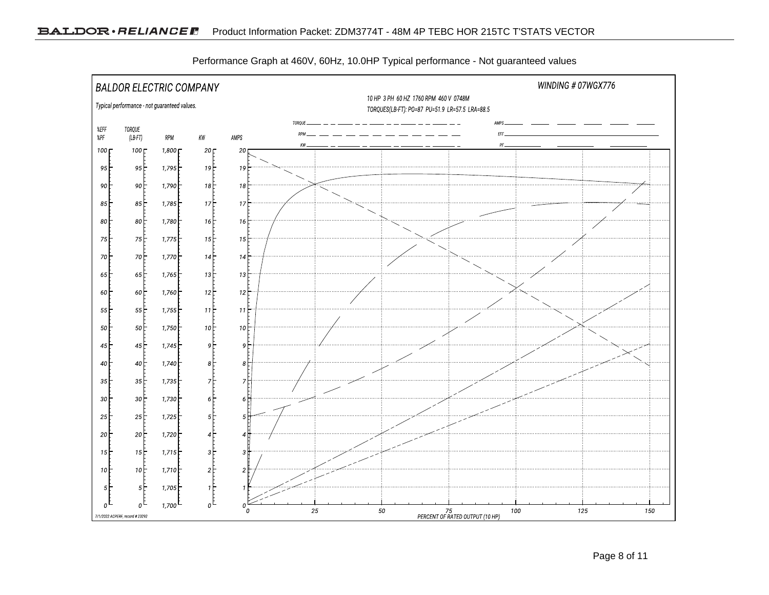Performance Graph at 460V, 60Hz, 10.0HP Typical performance - Not guaranteed values

BALDOR ELECTRIC COMPANY

WINDING # 07WGX776

Typical performance - not guaranteed values.

10 HP 3 PH 60 HZ 1760 RPM 460 V 0748M

TORQUES(LB-FT): PO=87 PU=51.9 LR=57.5 LRA=88.5

| %EFF %PF | TORQUE (LB-FT) | RPM | KW | AMPS |
|---|---|---|---|---|
| 100 | 100 | 1,800 | 20 | 20 |
| 95 | 95 | 1,795 | 19 | 19 |
| 90 | 90 | 1,790 | 18 | 18 |
| 85 | 85 | 1,785 | 17 | 17 |
| 80 | 80 | 1,780 | 16 | 16 |
| 75 | 75 | 1,775 | 15 | 15 |
| 70 | 70 | 1,770 | 14 | 14 |
| 65 | 65 | 1,765 | 13 | 13 |
| 60 | 60 | 1,760 | 12 | 12 |
| 55 | 55 | 1,755 | 11 | 11 |
| 50 | 50 | 1,750 | 10 | 10 |
| 45 | 45 | 1,745 | 9 | 9 |
| 40 | 40 | 1,740 | 8 | 8 |
| 35 | 35 | 1,735 | 7 | 7 |
| 30 | 30 | 1,730 | 6 | 6 |
| 25 | 25 | 1,725 | 5 | 5 |
| 20 | 20 | 1,720 | 4 | 4 |
| 15 | 15 | 1,715 | 3 | 3 |
| 10 | 10 | 1,710 | 2 | 2 |
| 5 | 5 | 1,705 | 1 | 1 |
| 0 | 0 | 1,700 | 0 | 0 |

Legend: TORQUE, RPM, KW, AMPS, EFF, PF

PERCENT OF RATED OUTPUT (10 HP): 0, 25, 50, 75, 100, 125, 150

7/1/2022 ACPERF, record # 23292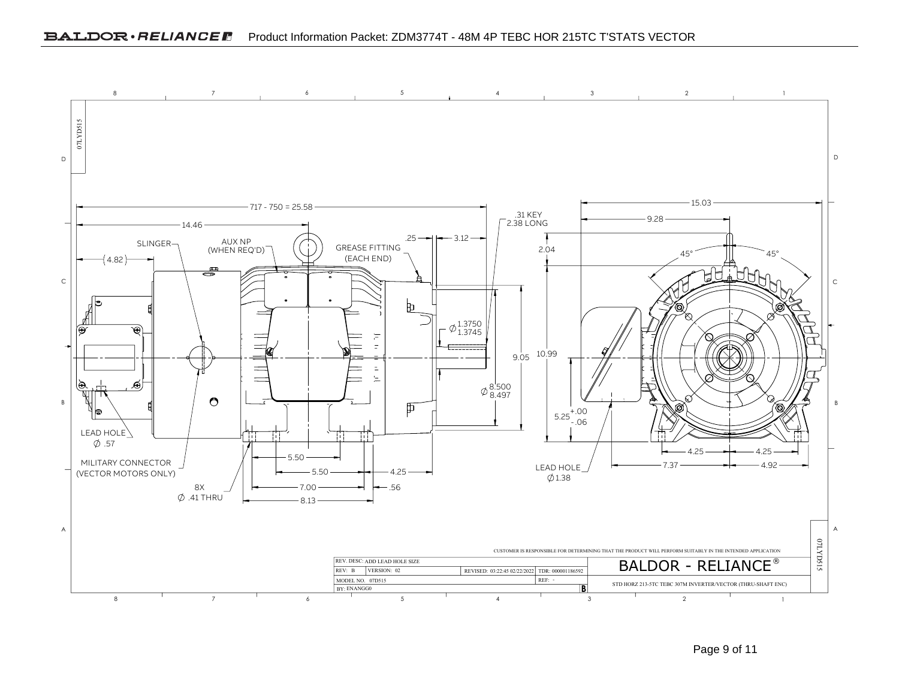Product Information Packet: ZDM3774T - 48M 4P TEBC HOR 215TC T'STATS VECTOR

717 - 750 = 25.58

14.46

4.82

SLINGER

AUX NP (WHEN REQ'D)

GREASE FITTING (EACH END)

.25

3.12

.31 KEY 2.38 LONG

$\varnothing$ 1.3750 / 1.3745

$\varnothing$ 8.500 / 8.497

9.05

10.99

2.04

15.03

9.28

45°

45°

$5.25^{+.00}_{-.06}$

LEAD HOLE $\varnothing$ .57

MILITARY CONNECTOR (VECTOR MOTORS ONLY)

8X $\varnothing$ .41 THRU

5.50

5.50

4.25

7.00

.56

8.13

LEAD HOLE $\varnothing$ 1.38

4.25

4.25

7.37

4.92

07LYD515

CUSTOMER IS RESPONSIBLE FOR DETERMINING THAT THE PRODUCT WILL PERFORM SUITABLY IN THE INTENDED APPLICATION

| REV. DESC: ADD LEAD HOLE SIZE | | | |
|---|---|---|---|
| REV: B | VERSION: 02 | REVISED: 03:22:45 02/22/2022 | TDR: 000001186592 |
| MODEL NO. 07D515 | | | REF: - |
| BY: ENANGG0 | | | B |

BALDOR - RELIANCE®

STD HORZ 213-5TC TEBC 307M INVERTER/VECTOR (THRU-SHAFT ENC)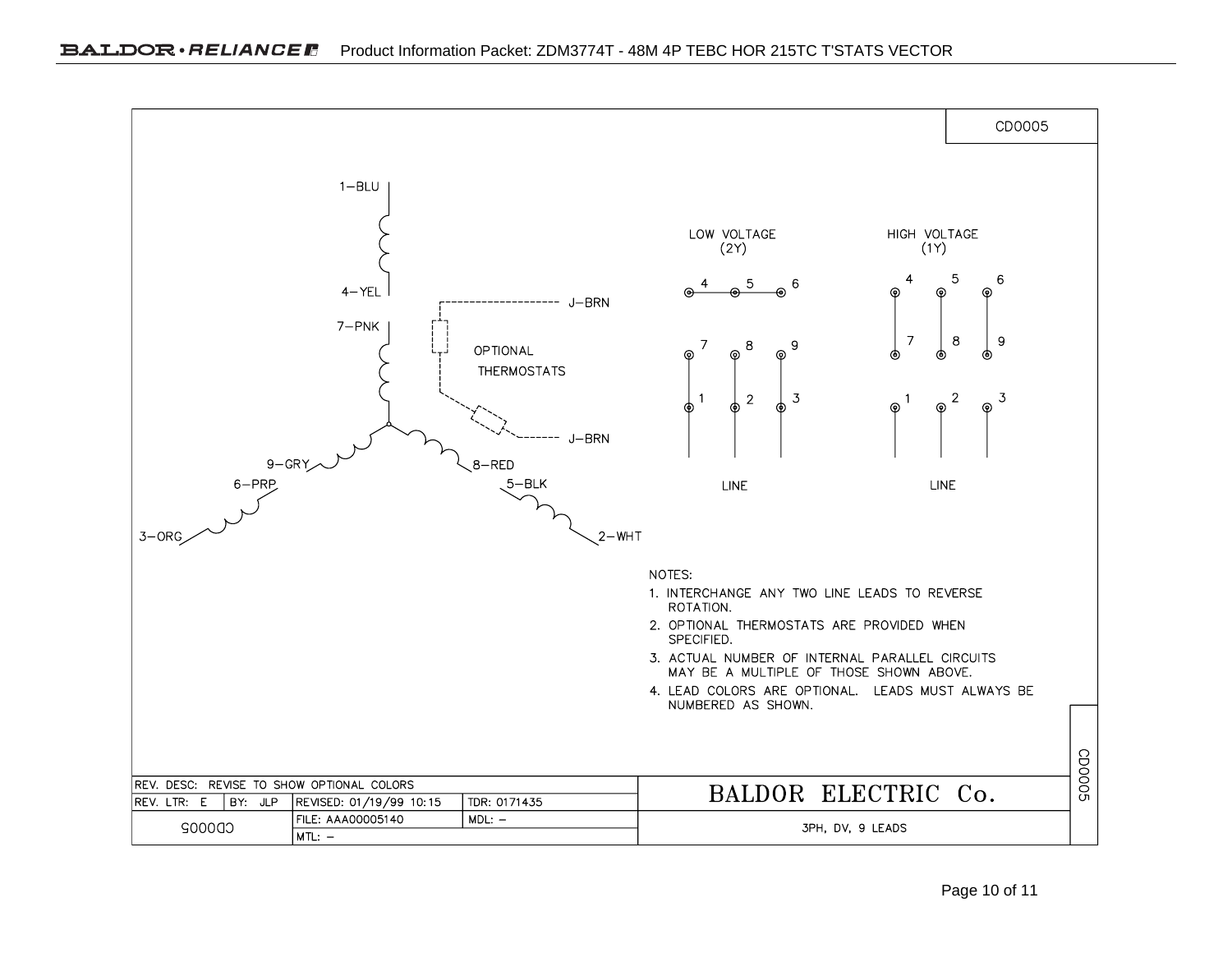CD0005

1-BLU

4-YEL

7-PNK

9-GRY

6-PRP

3-ORG

8-RED

5-BLK

2-WHT

J-BRN

OPTIONAL THERMOSTATS

J-BRN

LOW VOLTAGE (2Y)

HIGH VOLTAGE (1Y)

4 5 6

7 8 9

1 2 3

LINE

4 5 6

7 8 9

1 2 3

LINE

NOTES:

1. INTERCHANGE ANY TWO LINE LEADS TO REVERSE ROTATION.
2. OPTIONAL THERMOSTATS ARE PROVIDED WHEN SPECIFIED.
3. ACTUAL NUMBER OF INTERNAL PARALLEL CIRCUITS MAY BE A MULTIPLE OF THOSE SHOWN ABOVE.
4. LEAD COLORS ARE OPTIONAL. LEADS MUST ALWAYS BE NUMBERED AS SHOWN.

| REV. DESC: REVISE TO SHOW OPTIONAL COLORS | | | | BALDOR ELECTRIC Co. |
|---|---|---|---|---|
| REV. LTR: E | BY: JLP | REVISED: 01/19/99 10:15 | TDR: 0171435 | |
| CD0005 | | FILE: AAA00005140 | MDL: – | 3PH, DV, 9 LEADS |
| | | MTL: – | | |

CD0005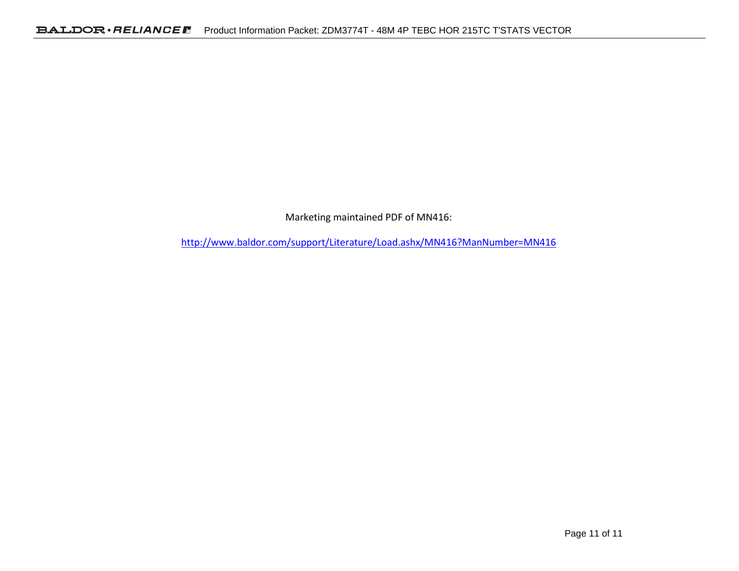Marketing maintained PDF of MN416:

http://www.baldor.com/support/Literature/Load.ashx/MN416?ManNumber=MN416